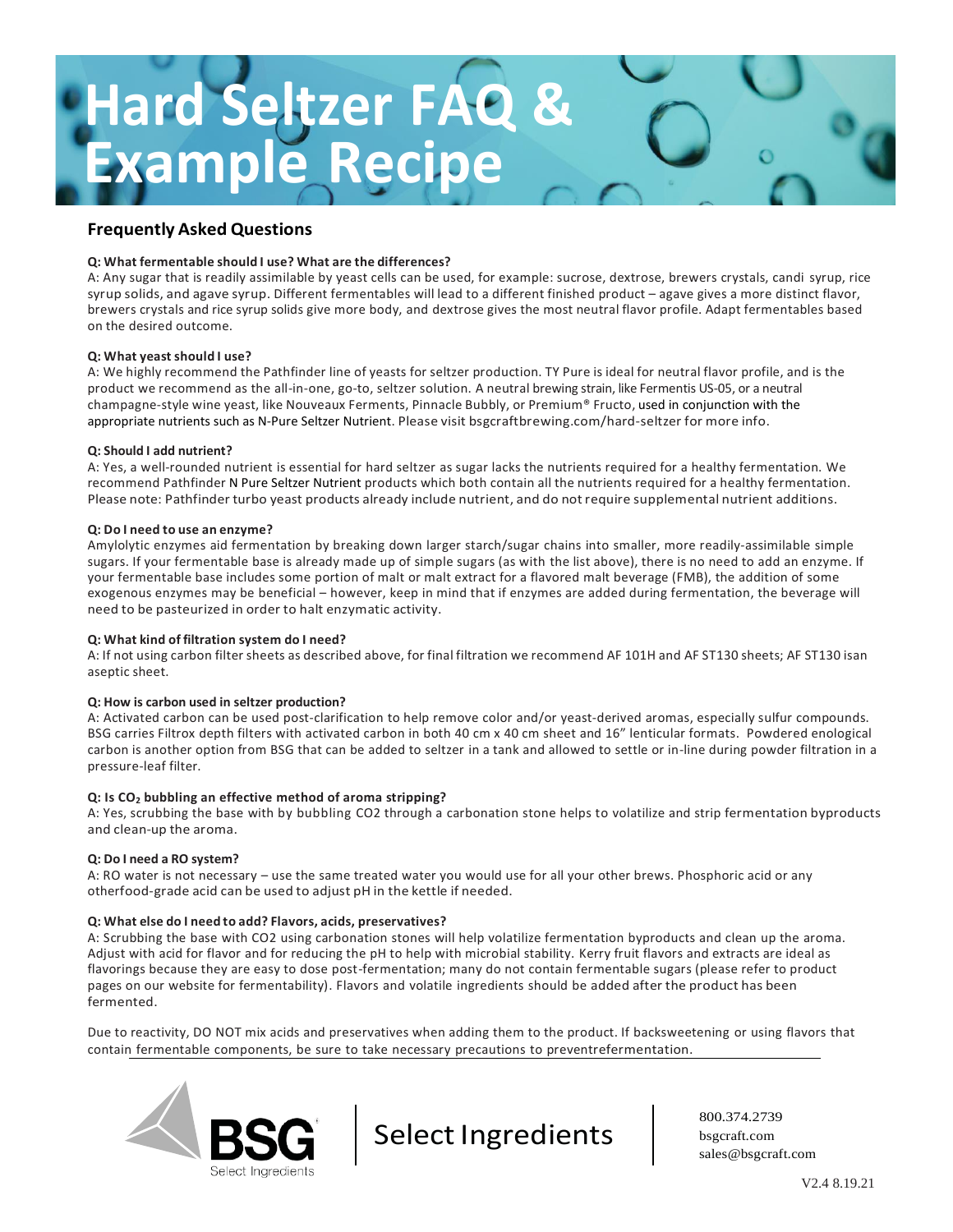# Hard Seltzer FAQ & Example Recipe

## Frequently Asked Questions

**Q: What fermentable should I use? What are the differences?**

A: Any sugar that is readily assimilable by yeast cells can be used, for example: sucrose, dextrose, brewers crystals, candi syrup, rice syrup solids, and agave syrup. Different fermentables will lead to a different finished product – agave gives a more distinct flavor, brewers crystals and rice syrup solids give more body, and dextrose gives the most neutral flavor profile. Adapt fermentables based on the desired outcome.

**Q: What yeast should I use?**

A: We highly recommend the Pathfinder line of yeasts for seltzer production. TY Pure is ideal for neutral flavor profile, and is the product we recommend as the all-in-one, go-to, seltzer solution. A neutral brewing strain, like Fermentis US-05, or a neutral champagne-style wine yeast, like Nouveaux Ferments, Pinnacle Bubbly, or Premium® Fructo, used in conjunction with the appropriate nutrients such as N-Pure Seltzer Nutrient. Please visit bsgcraftbrewing.com/hard-seltzer for more info.

**Q: Should I add nutrient?**

A: Yes, a well-rounded nutrient is essential for hard seltzer as sugar lacks the nutrients required for a healthy fermentation. We recommend Pathfinder N Pure Seltzer Nutrient products which both contain all the nutrients required for a healthy fermentation. Please note: Pathfinder turbo yeast products already include nutrient, and do not require supplemental nutrient additions.

**Q: Do I need to use an enzyme?**

Amylolytic enzymes aid fermentation by breaking down larger starch/sugar chains into smaller, more readily-assimilable simple sugars. If your fermentable base is already made up of simple sugars (as with the list above), there is no need to add an enzyme. If your fermentable base includes some portion of malt or malt extract for a flavored malt beverage (FMB), the addition of some exogenous enzymes may be beneficial – however, keep in mind that if enzymes are added during fermentation, the beverage will need to be pasteurized in order to halt enzymatic activity.

**Q: What kind of filtration system do I need?**

A: If not using carbon filter sheets as described above, for final filtration we recommend AF 101H and AF ST130 sheets; AF ST130 isan aseptic sheet.

**Q: How is carbon used in seltzer production?**

A: Activated carbon can be used post-clarification to help remove color and/or yeast-derived aromas, especially sulfur compounds. BSG carries Filtrox depth filters with activated carbon in both 40 cm x 40 cm sheet and 16" lenticular formats. Powdered enological carbon is another option from BSG that can be added to seltzer in a tank and allowed to settle or in-line during powder filtration in a pressure-leaf filter.

**Q: Is $CO_2$ bubbling an effective method of aroma stripping?**

A: Yes, scrubbing the base with by bubbling CO2 through a carbonation stone helps to volatilize and strip fermentation byproducts and clean-up the aroma.

**Q: Do I need a RO system?**

A: RO water is not necessary – use the same treated water you would use for all your other brews. Phosphoric acid or any otherfood-grade acid can be used to adjust pH in the kettle if needed.

**Q: What else do I need to add? Flavors, acids, preservatives?**

A: Scrubbing the base with CO2 using carbonation stones will help volatilize fermentation byproducts and clean up the aroma. Adjust with acid for flavor and for reducing the pH to help with microbial stability. Kerry fruit flavors and extracts are ideal as flavorings because they are easy to dose post-fermentation; many do not contain fermentable sugars (please refer to product pages on our website for fermentability). Flavors and volatile ingredients should be added after the product has been fermented.

Due to reactivity, DO NOT mix acids and preservatives when adding them to the product. If backsweetening or using flavors that contain fermentable components, be sure to take necessary precautions to preventrefermentation.

BSG Select Ingredients | Select Ingredients | 800.374.2739 bsgcraft.com sales@bsgcraft.com

V2.4 8.19.21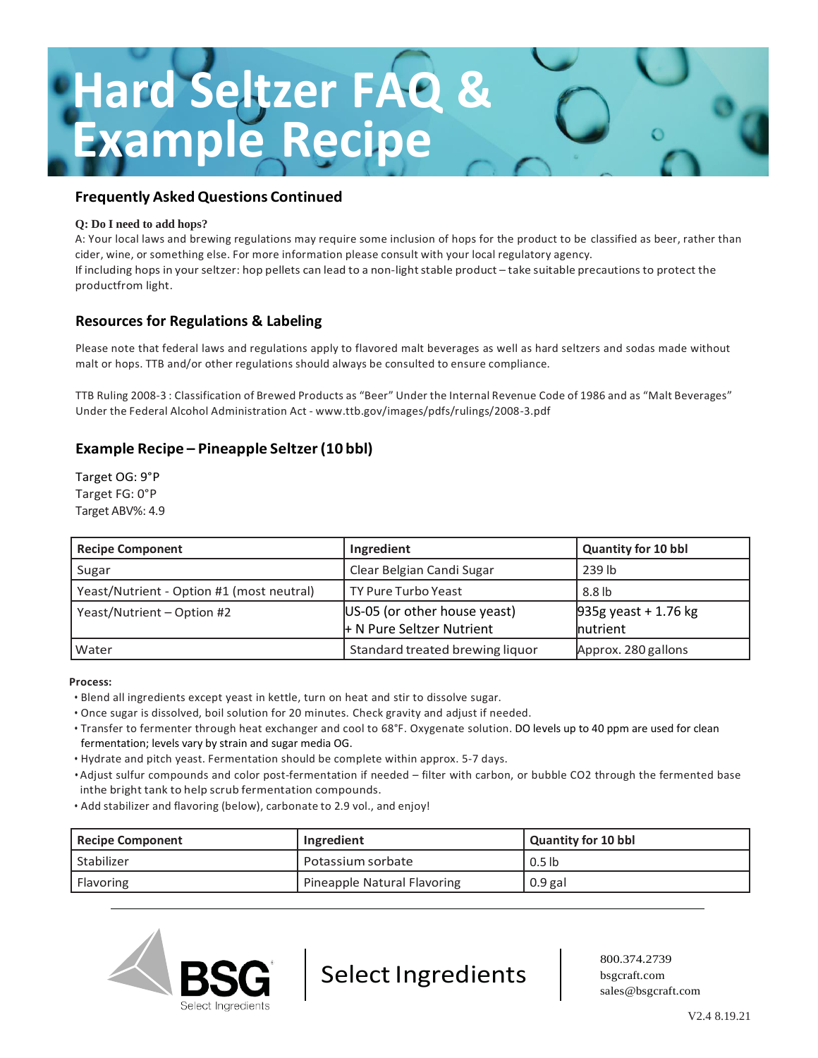# Hard Seltzer FAQ & Example Recipe

## Frequently Asked Questions Continued

**Q: Do I need to add hops?**

A: Your local laws and brewing regulations may require some inclusion of hops for the product to be classified as beer, rather than cider, wine, or something else. For more information please consult with your local regulatory agency.

If including hops in your seltzer: hop pellets can lead to a non-light stable product – take suitable precautions to protect the productfrom light.

## Resources for Regulations & Labeling

Please note that federal laws and regulations apply to flavored malt beverages as well as hard seltzers and sodas made without malt or hops. TTB and/or other regulations should always be consulted to ensure compliance.

TTB Ruling 2008-3 : Classification of Brewed Products as "Beer" Under the Internal Revenue Code of 1986 and as "Malt Beverages" Under the Federal Alcohol Administration Act - www.ttb.gov/images/pdfs/rulings/2008-3.pdf

## Example Recipe – Pineapple Seltzer (10 bbl)

Target OG: 9°P
Target FG: 0°P
Target ABV%: 4.9

| Recipe Component | Ingredient | Quantity for 10 bbl |
|---|---|---|
| Sugar | Clear Belgian Candi Sugar | 239 lb |
| Yeast/Nutrient - Option #1 (most neutral) | TY Pure Turbo Yeast | 8.8 lb |
| Yeast/Nutrient – Option #2 | US-05 (or other house yeast) + N Pure Seltzer Nutrient | 935g yeast + 1.76 kg nutrient |
| Water | Standard treated brewing liquor | Approx. 280 gallons |

**Process:**

- Blend all ingredients except yeast in kettle, turn on heat and stir to dissolve sugar.
- Once sugar is dissolved, boil solution for 20 minutes. Check gravity and adjust if needed.
- Transfer to fermenter through heat exchanger and cool to 68°F. Oxygenate solution. DO levels up to 40 ppm are used for clean fermentation; levels vary by strain and sugar media OG.
- Hydrate and pitch yeast. Fermentation should be complete within approx. 5-7 days.
- Adjust sulfur compounds and color post-fermentation if needed – filter with carbon, or bubble $CO_2$ through the fermented base inthe bright tank to help scrub fermentation compounds.
- Add stabilizer and flavoring (below), carbonate to 2.9 vol., and enjoy!

| Recipe Component | Ingredient | Quantity for 10 bbl |
|---|---|---|
| Stabilizer | Potassium sorbate | 0.5 lb |
| Flavoring | Pineapple Natural Flavoring | 0.9 gal |

BSG Select Ingredients

Select Ingredients

800.374.2739
bsgcraft.com
sales@bsgcraft.com

V2.4 8.19.21